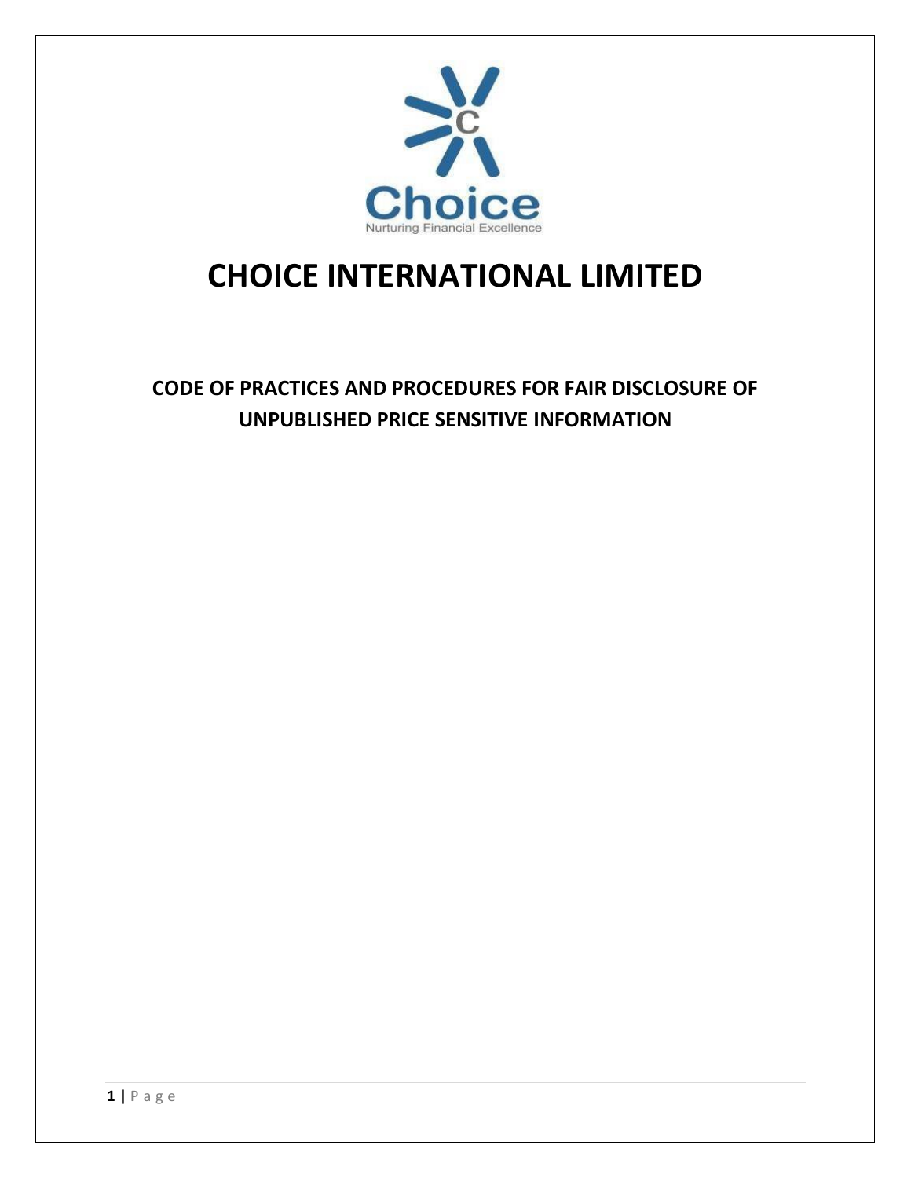# CHOICE INTERNATIONAL LIMITED

## CODE OF PRACTICES AND PROCEDURES FOR FAIR DISCLOSURE OF UNPUBLISHED PRICE SENSITIVE INFORMATION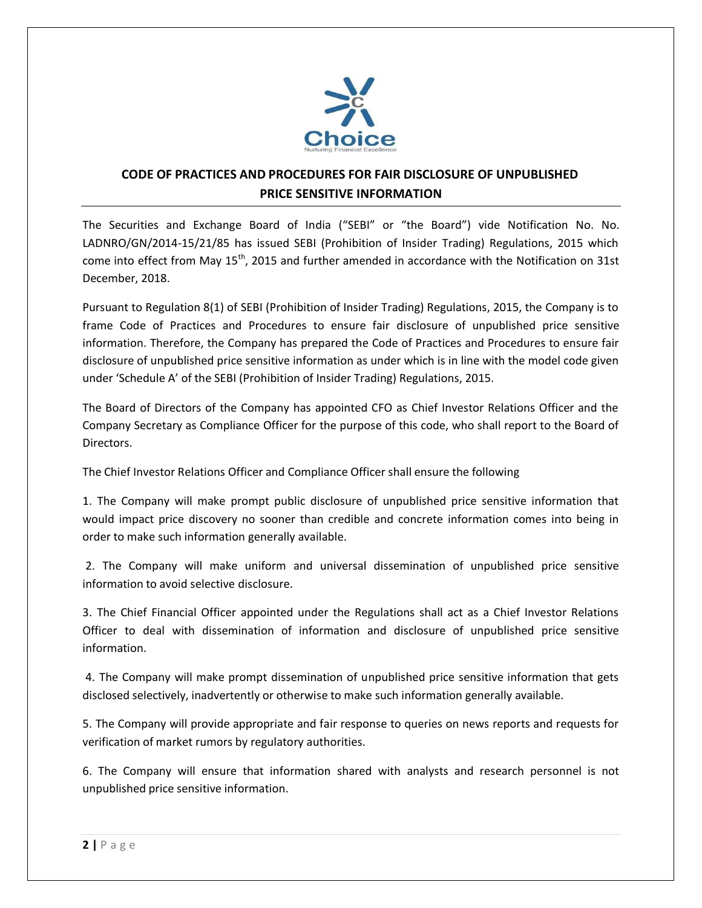## CODE OF PRACTICES AND PROCEDURES FOR FAIR DISCLOSURE OF UNPUBLISHED PRICE SENSITIVE INFORMATION

The Securities and Exchange Board of India ("SEBI" or "the Board") vide Notification No. No. LADNRO/GN/2014-15/21/85 has issued SEBI (Prohibition of Insider Trading) Regulations, 2015 which come into effect from May 15th, 2015 and further amended in accordance with the Notification on 31st December, 2018.

Pursuant to Regulation 8(1) of SEBI (Prohibition of Insider Trading) Regulations, 2015, the Company is to frame Code of Practices and Procedures to ensure fair disclosure of unpublished price sensitive information. Therefore, the Company has prepared the Code of Practices and Procedures to ensure fair disclosure of unpublished price sensitive information as under which is in line with the model code given under 'Schedule A' of the SEBI (Prohibition of Insider Trading) Regulations, 2015.

The Board of Directors of the Company has appointed CFO as Chief Investor Relations Officer and the Company Secretary as Compliance Officer for the purpose of this code, who shall report to the Board of Directors.

The Chief Investor Relations Officer and Compliance Officer shall ensure the following

1. The Company will make prompt public disclosure of unpublished price sensitive information that would impact price discovery no sooner than credible and concrete information comes into being in order to make such information generally available.

2. The Company will make uniform and universal dissemination of unpublished price sensitive information to avoid selective disclosure.

3. The Chief Financial Officer appointed under the Regulations shall act as a Chief Investor Relations Officer to deal with dissemination of information and disclosure of unpublished price sensitive information.

4. The Company will make prompt dissemination of unpublished price sensitive information that gets disclosed selectively, inadvertently or otherwise to make such information generally available.

5. The Company will provide appropriate and fair response to queries on news reports and requests for verification of market rumors by regulatory authorities.

6. The Company will ensure that information shared with analysts and research personnel is not unpublished price sensitive information.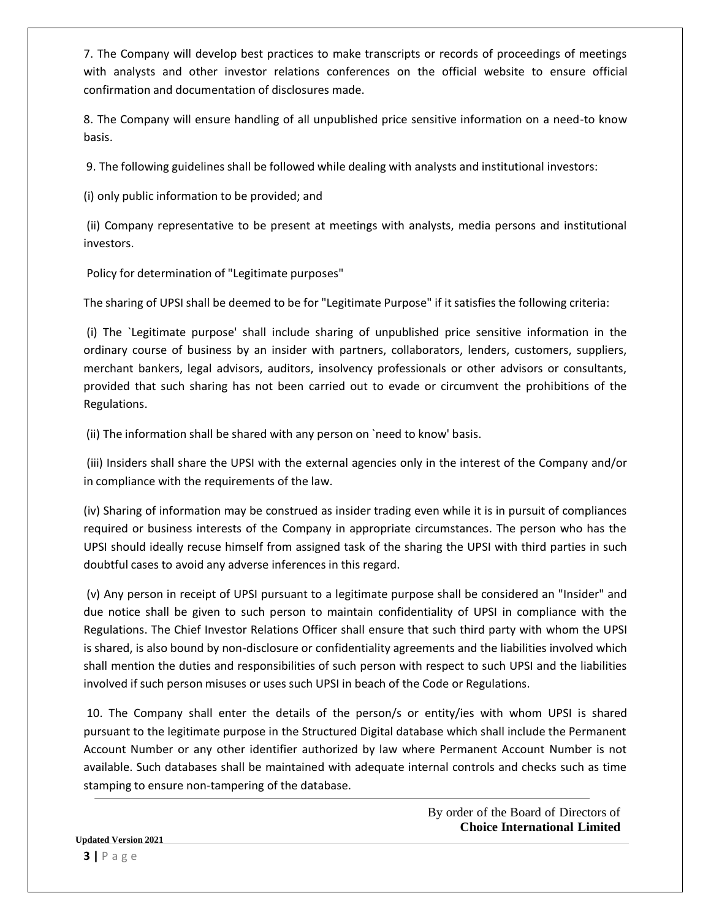7. The Company will develop best practices to make transcripts or records of proceedings of meetings with analysts and other investor relations conferences on the official website to ensure official confirmation and documentation of disclosures made.

8. The Company will ensure handling of all unpublished price sensitive information on a need-to know basis.

9. The following guidelines shall be followed while dealing with analysts and institutional investors:

(i) only public information to be provided; and

(ii) Company representative to be present at meetings with analysts, media persons and institutional investors.

Policy for determination of "Legitimate purposes"

The sharing of UPSI shall be deemed to be for "Legitimate Purpose" if it satisfies the following criteria:

(i) The `Legitimate purpose' shall include sharing of unpublished price sensitive information in the ordinary course of business by an insider with partners, collaborators, lenders, customers, suppliers, merchant bankers, legal advisors, auditors, insolvency professionals or other advisors or consultants, provided that such sharing has not been carried out to evade or circumvent the prohibitions of the Regulations.

(ii) The information shall be shared with any person on `need to know' basis.

(iii) Insiders shall share the UPSI with the external agencies only in the interest of the Company and/or in compliance with the requirements of the law.

(iv) Sharing of information may be construed as insider trading even while it is in pursuit of compliances required or business interests of the Company in appropriate circumstances. The person who has the UPSI should ideally recuse himself from assigned task of the sharing the UPSI with third parties in such doubtful cases to avoid any adverse inferences in this regard.

(v) Any person in receipt of UPSI pursuant to a legitimate purpose shall be considered an "Insider" and due notice shall be given to such person to maintain confidentiality of UPSI in compliance with the Regulations. The Chief Investor Relations Officer shall ensure that such third party with whom the UPSI is shared, is also bound by non-disclosure or confidentiality agreements and the liabilities involved which shall mention the duties and responsibilities of such person with respect to such UPSI and the liabilities involved if such person misuses or uses such UPSI in beach of the Code or Regulations.

10. The Company shall enter the details of the person/s or entity/ies with whom UPSI is shared pursuant to the legitimate purpose in the Structured Digital database which shall include the Permanent Account Number or any other identifier authorized by law where Permanent Account Number is not available. Such databases shall be maintained with adequate internal controls and checks such as time stamping to ensure non-tampering of the database.

By order of the Board of Directors of
**Choice International Limited**

**Updated Version 2021**